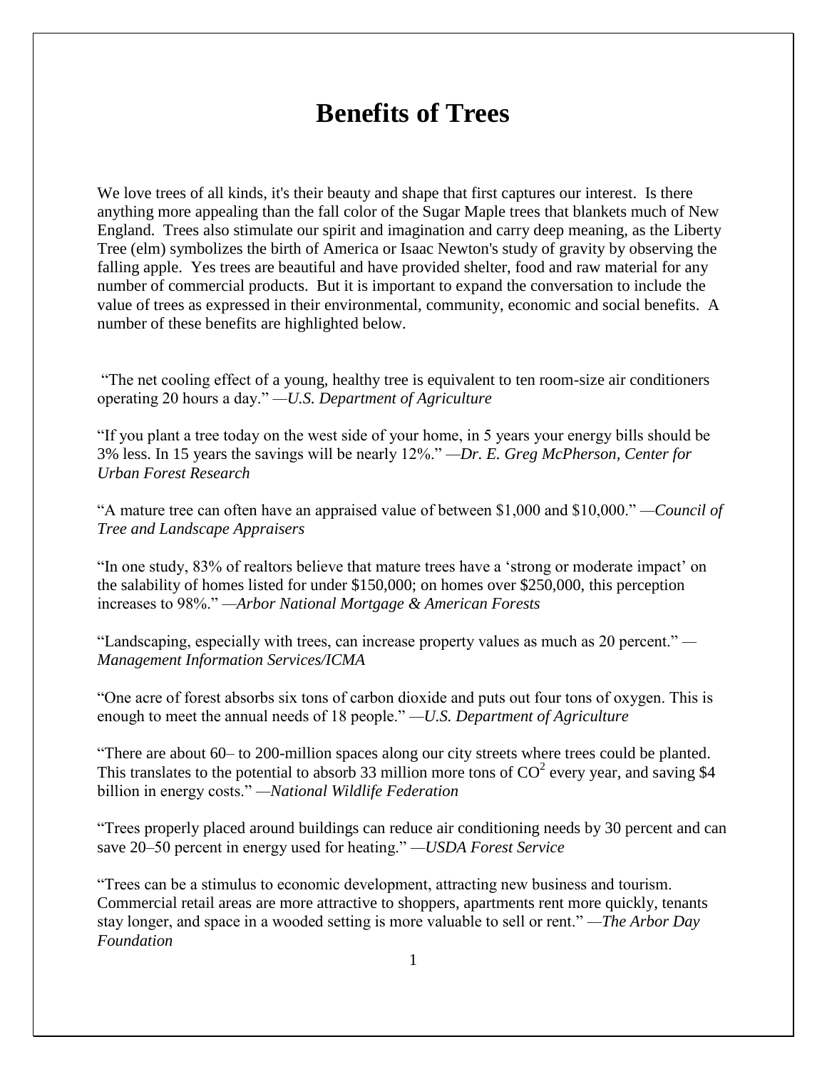# Benefits of Trees

We love trees of all kinds, it's their beauty and shape that first captures our interest. Is there anything more appealing than the fall color of the Sugar Maple trees that blankets much of New England. Trees also stimulate our spirit and imagination and carry deep meaning, as the Liberty Tree (elm) symbolizes the birth of America or Isaac Newton's study of gravity by observing the falling apple. Yes trees are beautiful and have provided shelter, food and raw material for any number of commercial products. But it is important to expand the conversation to include the value of trees as expressed in their environmental, community, economic and social benefits. A number of these benefits are highlighted below.

"The net cooling effect of a young, healthy tree is equivalent to ten room-size air conditioners operating 20 hours a day." —*U.S. Department of Agriculture*

"If you plant a tree today on the west side of your home, in 5 years your energy bills should be 3% less. In 15 years the savings will be nearly 12%." —*Dr. E. Greg McPherson, Center for Urban Forest Research*

"A mature tree can often have an appraised value of between $1,000 and $10,000." —*Council of Tree and Landscape Appraisers*

"In one study, 83% of realtors believe that mature trees have a 'strong or moderate impact' on the salability of homes listed for under $150,000; on homes over $250,000, this perception increases to 98%." —*Arbor National Mortgage & American Forests*

"Landscaping, especially with trees, can increase property values as much as 20 percent." —*Management Information Services/ICMA*

"One acre of forest absorbs six tons of carbon dioxide and puts out four tons of oxygen. This is enough to meet the annual needs of 18 people." —*U.S. Department of Agriculture*

"There are about 60– to 200-million spaces along our city streets where trees could be planted. This translates to the potential to absorb 33 million more tons of $CO^2$ every year, and saving $4 billion in energy costs." —*National Wildlife Federation*

"Trees properly placed around buildings can reduce air conditioning needs by 30 percent and can save 20–50 percent in energy used for heating." —*USDA Forest Service*

"Trees can be a stimulus to economic development, attracting new business and tourism. Commercial retail areas are more attractive to shoppers, apartments rent more quickly, tenants stay longer, and space in a wooded setting is more valuable to sell or rent." —*The Arbor Day Foundation*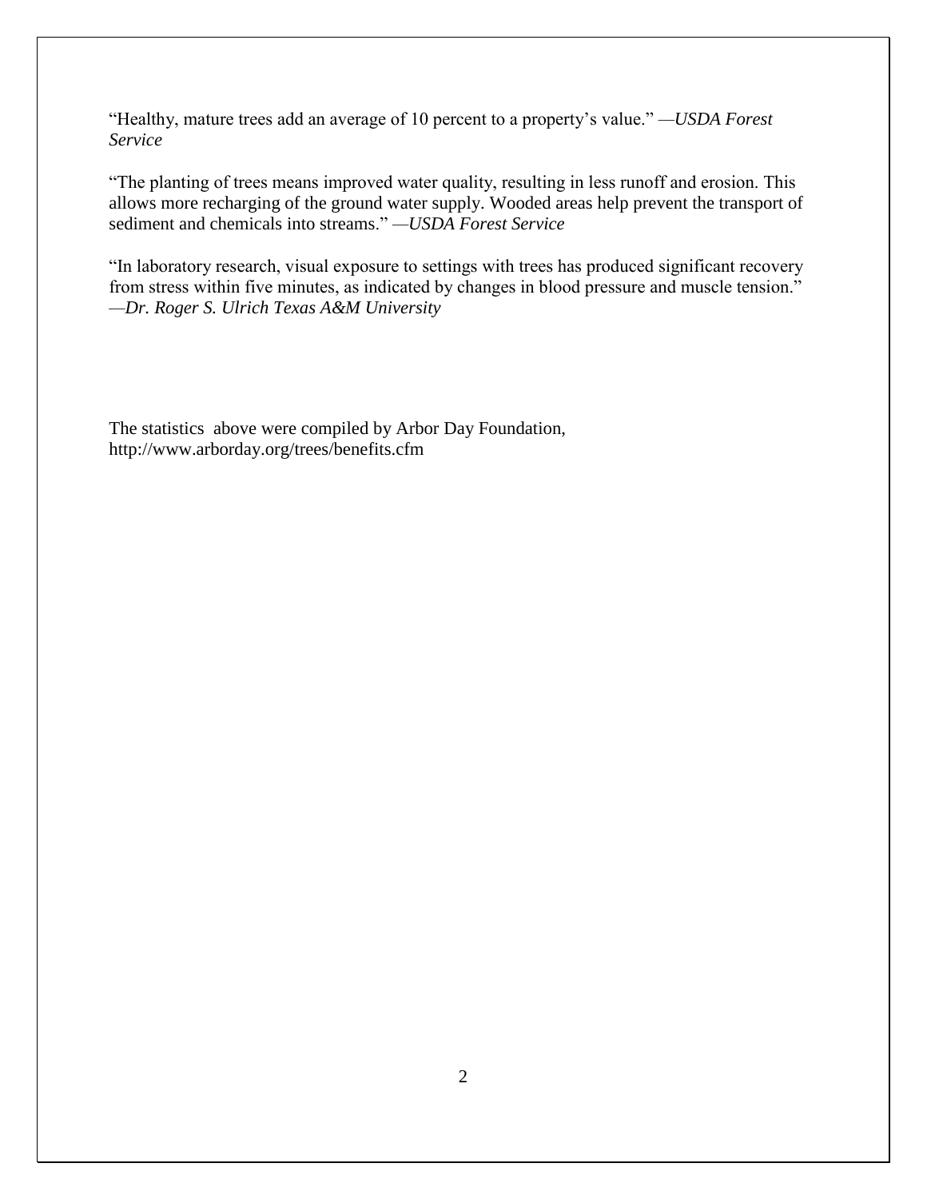"Healthy, mature trees add an average of 10 percent to a property's value." —*USDA Forest Service*

"The planting of trees means improved water quality, resulting in less runoff and erosion. This allows more recharging of the ground water supply. Wooded areas help prevent the transport of sediment and chemicals into streams." —*USDA Forest Service*

"In laboratory research, visual exposure to settings with trees has produced significant recovery from stress within five minutes, as indicated by changes in blood pressure and muscle tension." —*Dr. Roger S. Ulrich Texas A&M University*

The statistics above were compiled by Arbor Day Foundation, http://www.arborday.org/trees/benefits.cfm